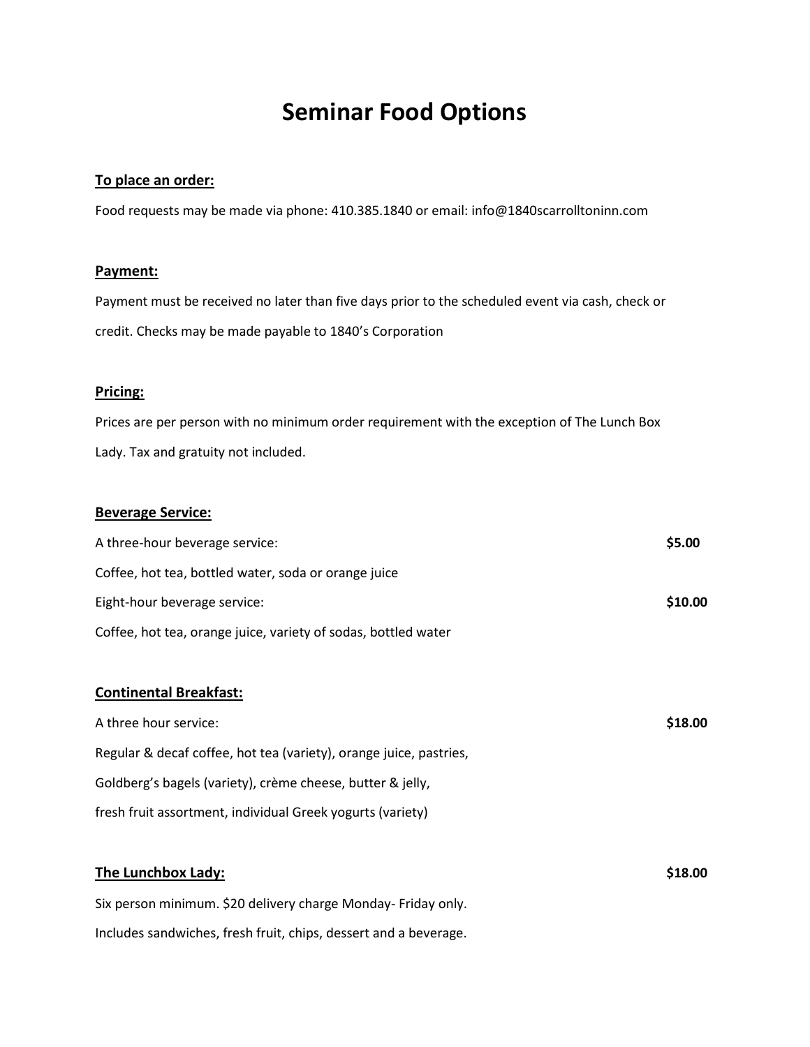# Seminar Food Options

**To place an order:**

Food requests may be made via phone: 410.385.1840 or email: info@1840scarrolltoninn.com

**Payment:**

Payment must be received no later than five days prior to the scheduled event via cash, check or credit. Checks may be made payable to 1840's Corporation

**Pricing:**

Prices are per person with no minimum order requirement with the exception of The Lunch Box Lady. Tax and gratuity not included.

**Beverage Service:**

A three-hour beverage service: **$5.00**

Coffee, hot tea, bottled water, soda or orange juice

Eight-hour beverage service: **$10.00**

Coffee, hot tea, orange juice, variety of sodas, bottled water

**Continental Breakfast:**

A three hour service: **$18.00**

Regular & decaf coffee, hot tea (variety), orange juice, pastries,

Goldberg's bagels (variety), crème cheese, butter & jelly,

fresh fruit assortment, individual Greek yogurts (variety)

**The Lunchbox Lady:** **$18.00**

Six person minimum. $20 delivery charge Monday- Friday only.

Includes sandwiches, fresh fruit, chips, dessert and a beverage.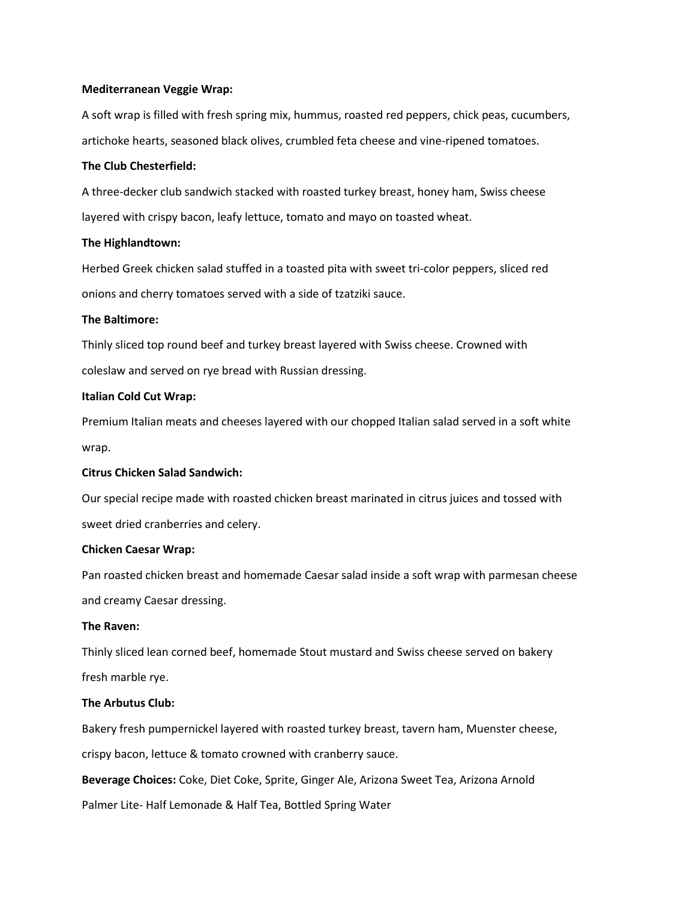**Mediterranean Veggie Wrap:**

A soft wrap is filled with fresh spring mix, hummus, roasted red peppers, chick peas, cucumbers, artichoke hearts, seasoned black olives, crumbled feta cheese and vine-ripened tomatoes.

**The Club Chesterfield:**

A three-decker club sandwich stacked with roasted turkey breast, honey ham, Swiss cheese layered with crispy bacon, leafy lettuce, tomato and mayo on toasted wheat.

**The Highlandtown:**

Herbed Greek chicken salad stuffed in a toasted pita with sweet tri-color peppers, sliced red onions and cherry tomatoes served with a side of tzatziki sauce.

**The Baltimore:**

Thinly sliced top round beef and turkey breast layered with Swiss cheese. Crowned with coleslaw and served on rye bread with Russian dressing.

**Italian Cold Cut Wrap:**

Premium Italian meats and cheeses layered with our chopped Italian salad served in a soft white wrap.

**Citrus Chicken Salad Sandwich:**

Our special recipe made with roasted chicken breast marinated in citrus juices and tossed with sweet dried cranberries and celery.

**Chicken Caesar Wrap:**

Pan roasted chicken breast and homemade Caesar salad inside a soft wrap with parmesan cheese and creamy Caesar dressing.

**The Raven:**

Thinly sliced lean corned beef, homemade Stout mustard and Swiss cheese served on bakery fresh marble rye.

**The Arbutus Club:**

Bakery fresh pumpernickel layered with roasted turkey breast, tavern ham, Muenster cheese, crispy bacon, lettuce & tomato crowned with cranberry sauce.

**Beverage Choices:** Coke, Diet Coke, Sprite, Ginger Ale, Arizona Sweet Tea, Arizona Arnold Palmer Lite- Half Lemonade & Half Tea, Bottled Spring Water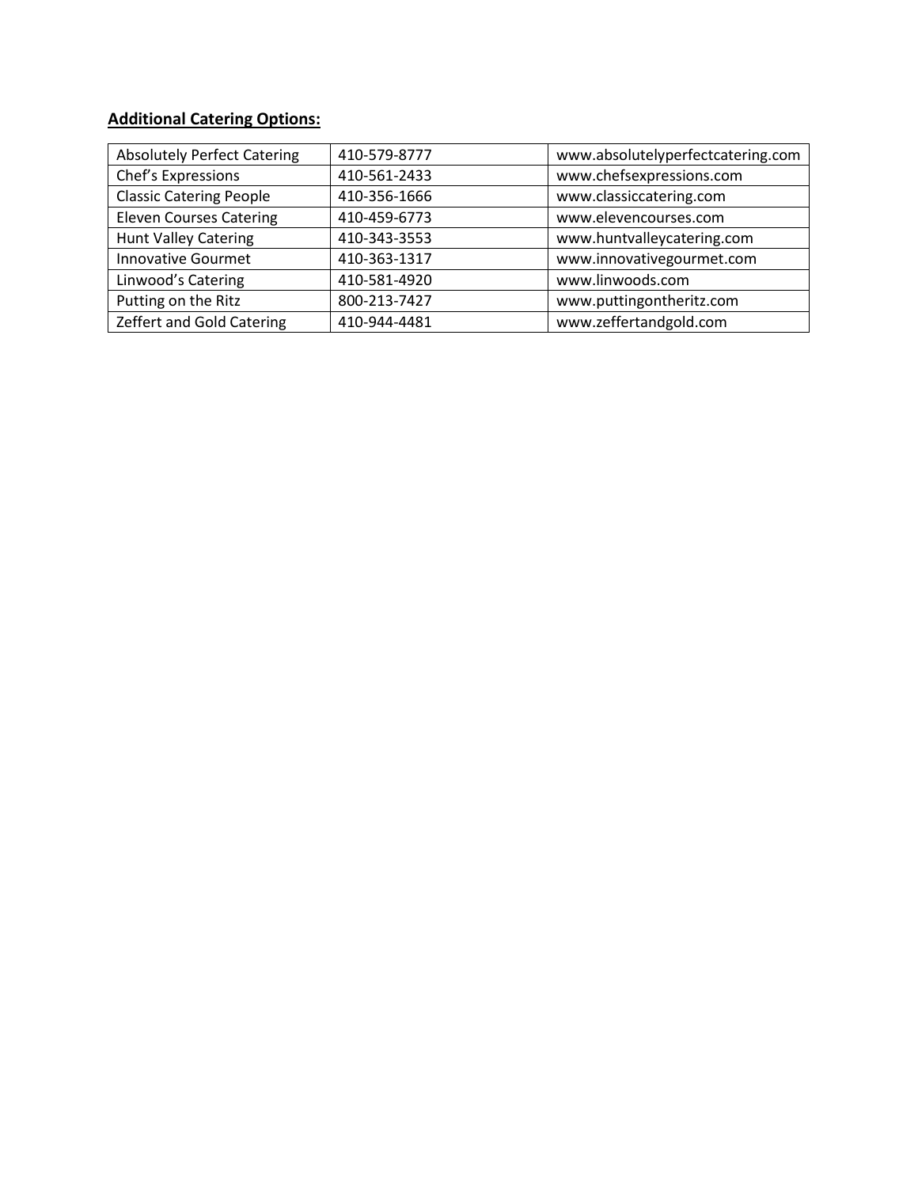**Additional Catering Options:**

| | | |
|---|---|---|
| Absolutely Perfect Catering | 410-579-8777 | www.absolutelyperfectcatering.com |
| Chef's Expressions | 410-561-2433 | www.chefsexpressions.com |
| Classic Catering People | 410-356-1666 | www.classiccatering.com |
| Eleven Courses Catering | 410-459-6773 | www.elevencourses.com |
| Hunt Valley Catering | 410-343-3553 | www.huntvalleycatering.com |
| Innovative Gourmet | 410-363-1317 | www.innovativegourmet.com |
| Linwood's Catering | 410-581-4920 | www.linwoods.com |
| Putting on the Ritz | 800-213-7427 | www.puttingontheritz.com |
| Zeffert and Gold Catering | 410-944-4481 | www.zeffertandgold.com |